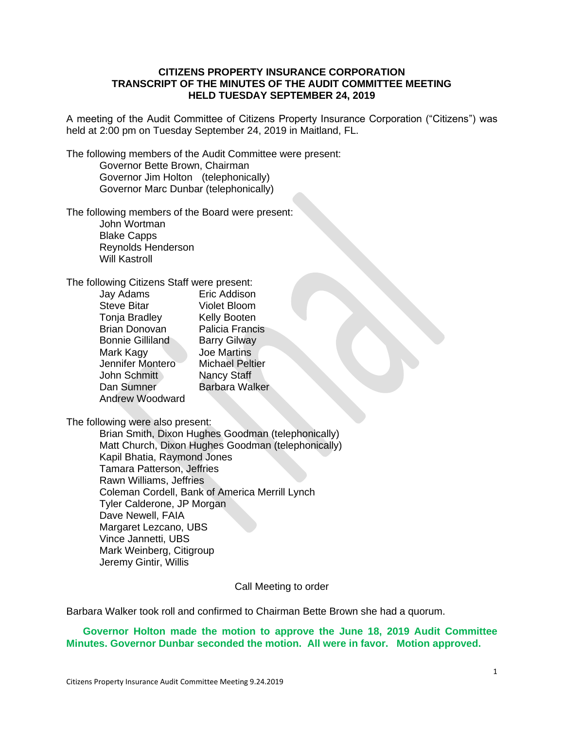**CITIZENS PROPERTY INSURANCE CORPORATION**
**TRANSCRIPT OF THE MINUTES OF THE AUDIT COMMITTEE MEETING**
**HELD TUESDAY SEPTEMBER 24, 2019**

A meeting of the Audit Committee of Citizens Property Insurance Corporation ("Citizens") was held at 2:00 pm on Tuesday September 24, 2019 in Maitland, FL.

The following members of the Audit Committee were present:

- Governor Bette Brown, Chairman
- Governor Jim Holton (telephonically)
- Governor Marc Dunbar (telephonically)

The following members of the Board were present:

- John Wortman
- Blake Capps
- Reynolds Henderson
- Will Kastroll

The following Citizens Staff were present:

| | |
|---|---|
| Jay Adams | Eric Addison |
| Steve Bitar | Violet Bloom |
| Tonja Bradley | Kelly Booten |
| Brian Donovan | Palicia Francis |
| Bonnie Gilliland | Barry Gilway |
| Mark Kagy | Joe Martins |
| Jennifer Montero | Michael Peltier |
| John Schmitt | Nancy Staff |
| Dan Sumner | Barbara Walker |
| Andrew Woodward | |

The following were also present:

- Brian Smith, Dixon Hughes Goodman (telephonically)
- Matt Church, Dixon Hughes Goodman (telephonically)
- Kapil Bhatia, Raymond Jones
- Tamara Patterson, Jeffries
- Rawn Williams, Jeffries
- Coleman Cordell, Bank of America Merrill Lynch
- Tyler Calderone, JP Morgan
- Dave Newell, FAIA
- Margaret Lezcano, UBS
- Vince Jannetti, UBS
- Mark Weinberg, Citigroup
- Jeremy Gintir, Willis

Call Meeting to order

Barbara Walker took roll and confirmed to Chairman Bette Brown she had a quorum.

**Governor Holton made the motion to approve the June 18, 2019 Audit Committee Minutes. Governor Dunbar seconded the motion. All were in favor. Motion approved.**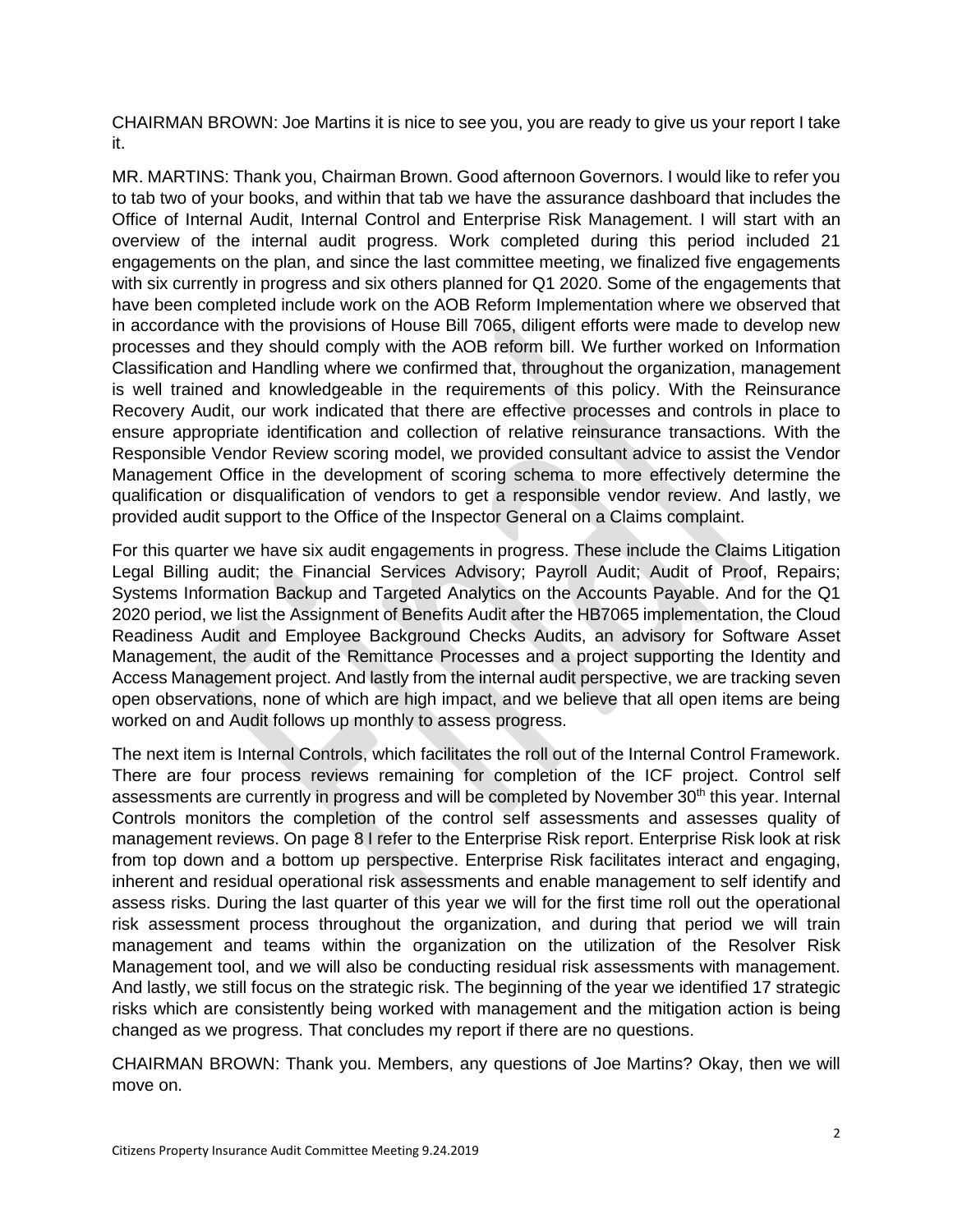CHAIRMAN BROWN: Joe Martins it is nice to see you, you are ready to give us your report I take it.

MR. MARTINS: Thank you, Chairman Brown. Good afternoon Governors. I would like to refer you to tab two of your books, and within that tab we have the assurance dashboard that includes the Office of Internal Audit, Internal Control and Enterprise Risk Management. I will start with an overview of the internal audit progress. Work completed during this period included 21 engagements on the plan, and since the last committee meeting, we finalized five engagements with six currently in progress and six others planned for Q1 2020. Some of the engagements that have been completed include work on the AOB Reform Implementation where we observed that in accordance with the provisions of House Bill 7065, diligent efforts were made to develop new processes and they should comply with the AOB reform bill. We further worked on Information Classification and Handling where we confirmed that, throughout the organization, management is well trained and knowledgeable in the requirements of this policy. With the Reinsurance Recovery Audit, our work indicated that there are effective processes and controls in place to ensure appropriate identification and collection of relative reinsurance transactions. With the Responsible Vendor Review scoring model, we provided consultant advice to assist the Vendor Management Office in the development of scoring schema to more effectively determine the qualification or disqualification of vendors to get a responsible vendor review. And lastly, we provided audit support to the Office of the Inspector General on a Claims complaint.

For this quarter we have six audit engagements in progress. These include the Claims Litigation Legal Billing audit; the Financial Services Advisory; Payroll Audit; Audit of Proof, Repairs; Systems Information Backup and Targeted Analytics on the Accounts Payable. And for the Q1 2020 period, we list the Assignment of Benefits Audit after the HB7065 implementation, the Cloud Readiness Audit and Employee Background Checks Audits, an advisory for Software Asset Management, the audit of the Remittance Processes and a project supporting the Identity and Access Management project. And lastly from the internal audit perspective, we are tracking seven open observations, none of which are high impact, and we believe that all open items are being worked on and Audit follows up monthly to assess progress.

The next item is Internal Controls, which facilitates the roll out of the Internal Control Framework. There are four process reviews remaining for completion of the ICF project. Control self assessments are currently in progress and will be completed by November 30th this year. Internal Controls monitors the completion of the control self assessments and assesses quality of management reviews. On page 8 I refer to the Enterprise Risk report. Enterprise Risk look at risk from top down and a bottom up perspective. Enterprise Risk facilitates interact and engaging, inherent and residual operational risk assessments and enable management to self identify and assess risks. During the last quarter of this year we will for the first time roll out the operational risk assessment process throughout the organization, and during that period we will train management and teams within the organization on the utilization of the Resolver Risk Management tool, and we will also be conducting residual risk assessments with management. And lastly, we still focus on the strategic risk. The beginning of the year we identified 17 strategic risks which are consistently being worked with management and the mitigation action is being changed as we progress. That concludes my report if there are no questions.

CHAIRMAN BROWN: Thank you. Members, any questions of Joe Martins? Okay, then we will move on.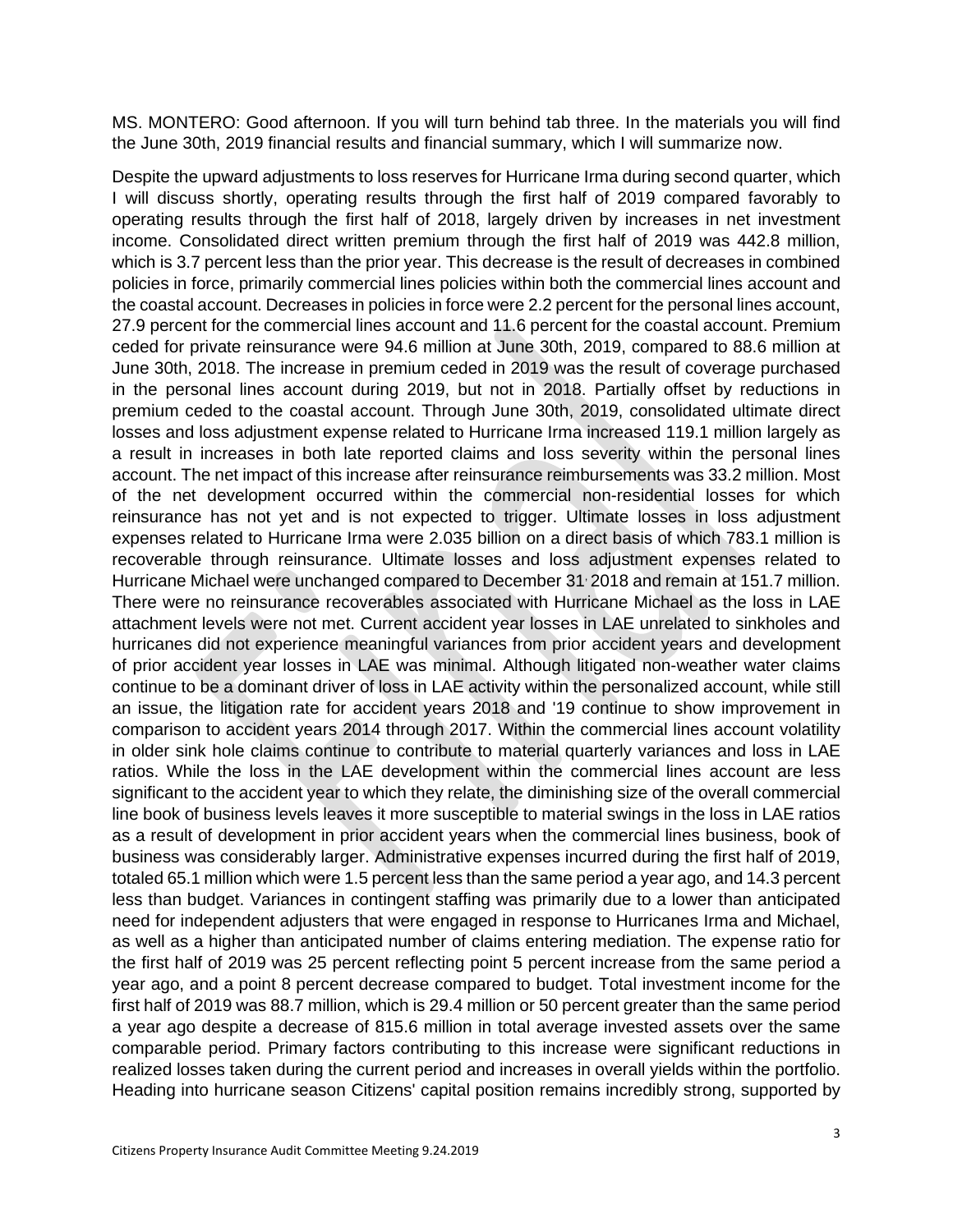MS. MONTERO: Good afternoon. If you will turn behind tab three. In the materials you will find the June 30th, 2019 financial results and financial summary, which I will summarize now.

Despite the upward adjustments to loss reserves for Hurricane Irma during second quarter, which I will discuss shortly, operating results through the first half of 2019 compared favorably to operating results through the first half of 2018, largely driven by increases in net investment income. Consolidated direct written premium through the first half of 2019 was 442.8 million, which is 3.7 percent less than the prior year. This decrease is the result of decreases in combined policies in force, primarily commercial lines policies within both the commercial lines account and the coastal account. Decreases in policies in force were 2.2 percent for the personal lines account, 27.9 percent for the commercial lines account and 11.6 percent for the coastal account. Premium ceded for private reinsurance were 94.6 million at June 30th, 2019, compared to 88.6 million at June 30th, 2018. The increase in premium ceded in 2019 was the result of coverage purchased in the personal lines account during 2019, but not in 2018. Partially offset by reductions in premium ceded to the coastal account. Through June 30th, 2019, consolidated ultimate direct losses and loss adjustment expense related to Hurricane Irma increased 119.1 million largely as a result in increases in both late reported claims and loss severity within the personal lines account. The net impact of this increase after reinsurance reimbursements was 33.2 million. Most of the net development occurred within the commercial non-residential losses for which reinsurance has not yet and is not expected to trigger. Ultimate losses in loss adjustment expenses related to Hurricane Irma were 2.035 billion on a direct basis of which 783.1 million is recoverable through reinsurance. Ultimate losses and loss adjustment expenses related to Hurricane Michael were unchanged compared to December 31, 2018 and remain at 151.7 million. There were no reinsurance recoverables associated with Hurricane Michael as the loss in LAE attachment levels were not met. Current accident year losses in LAE unrelated to sinkholes and hurricanes did not experience meaningful variances from prior accident years and development of prior accident year losses in LAE was minimal. Although litigated non-weather water claims continue to be a dominant driver of loss in LAE activity within the personalized account, while still an issue, the litigation rate for accident years 2018 and '19 continue to show improvement in comparison to accident years 2014 through 2017. Within the commercial lines account volatility in older sink hole claims continue to contribute to material quarterly variances and loss in LAE ratios. While the loss in the LAE development within the commercial lines account are less significant to the accident year to which they relate, the diminishing size of the overall commercial line book of business levels leaves it more susceptible to material swings in the loss in LAE ratios as a result of development in prior accident years when the commercial lines business, book of business was considerably larger. Administrative expenses incurred during the first half of 2019, totaled 65.1 million which were 1.5 percent less than the same period a year ago, and 14.3 percent less than budget. Variances in contingent staffing was primarily due to a lower than anticipated need for independent adjusters that were engaged in response to Hurricanes Irma and Michael, as well as a higher than anticipated number of claims entering mediation. The expense ratio for the first half of 2019 was 25 percent reflecting point 5 percent increase from the same period a year ago, and a point 8 percent decrease compared to budget. Total investment income for the first half of 2019 was 88.7 million, which is 29.4 million or 50 percent greater than the same period a year ago despite a decrease of 815.6 million in total average invested assets over the same comparable period. Primary factors contributing to this increase were significant reductions in realized losses taken during the current period and increases in overall yields within the portfolio. Heading into hurricane season Citizens' capital position remains incredibly strong, supported by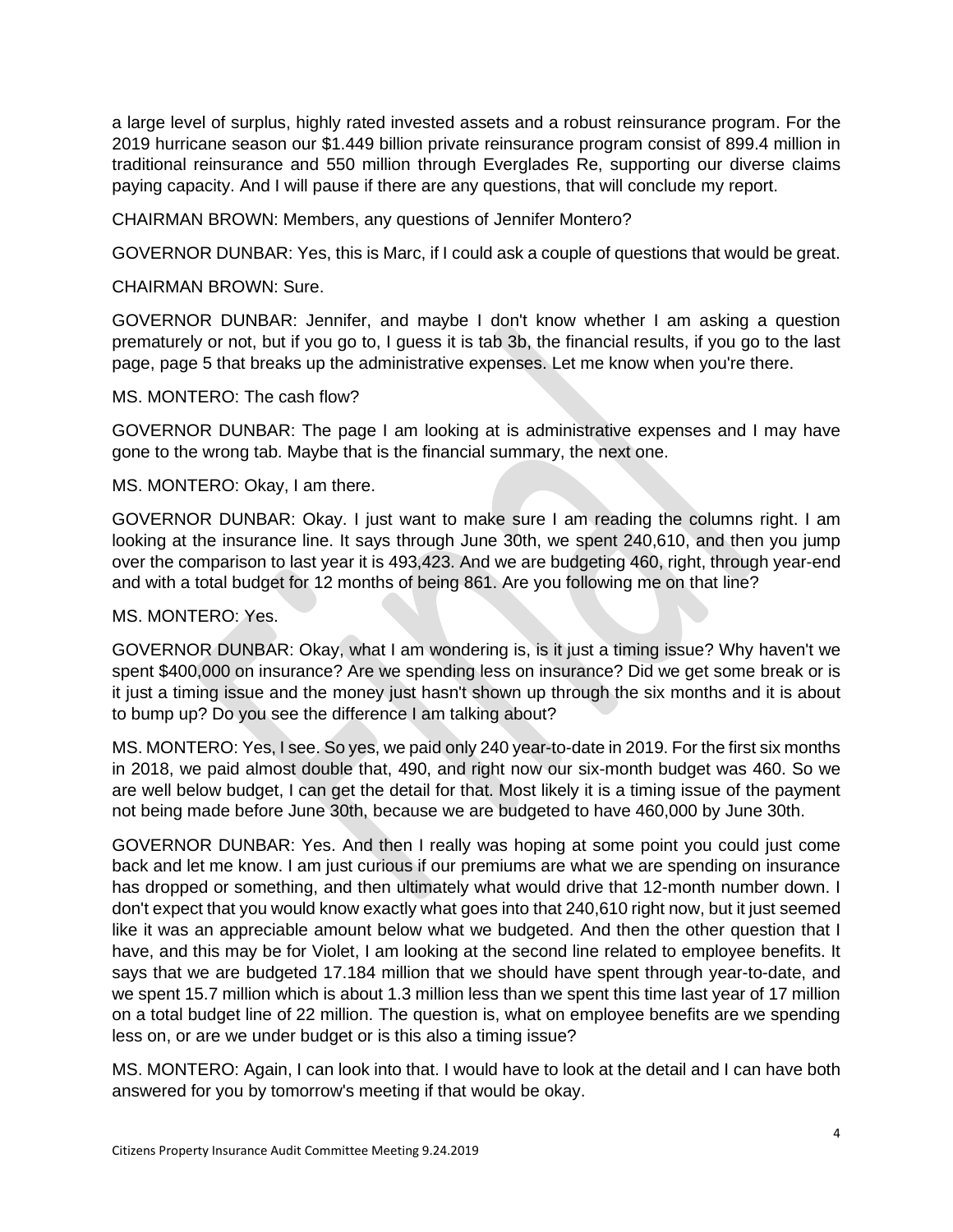a large level of surplus, highly rated invested assets and a robust reinsurance program. For the 2019 hurricane season our $1.449 billion private reinsurance program consist of 899.4 million in traditional reinsurance and 550 million through Everglades Re, supporting our diverse claims paying capacity. And I will pause if there are any questions, that will conclude my report.

CHAIRMAN BROWN: Members, any questions of Jennifer Montero?

GOVERNOR DUNBAR: Yes, this is Marc, if I could ask a couple of questions that would be great.

CHAIRMAN BROWN: Sure.

GOVERNOR DUNBAR: Jennifer, and maybe I don't know whether I am asking a question prematurely or not, but if you go to, I guess it is tab 3b, the financial results, if you go to the last page, page 5 that breaks up the administrative expenses. Let me know when you're there.

MS. MONTERO: The cash flow?

GOVERNOR DUNBAR: The page I am looking at is administrative expenses and I may have gone to the wrong tab. Maybe that is the financial summary, the next one.

MS. MONTERO: Okay, I am there.

GOVERNOR DUNBAR: Okay. I just want to make sure I am reading the columns right. I am looking at the insurance line. It says through June 30th, we spent 240,610, and then you jump over the comparison to last year it is 493,423. And we are budgeting 460, right, through year-end and with a total budget for 12 months of being 861. Are you following me on that line?

MS. MONTERO: Yes.

GOVERNOR DUNBAR: Okay, what I am wondering is, is it just a timing issue? Why haven't we spent $400,000 on insurance? Are we spending less on insurance? Did we get some break or is it just a timing issue and the money just hasn't shown up through the six months and it is about to bump up? Do you see the difference I am talking about?

MS. MONTERO: Yes, I see. So yes, we paid only 240 year-to-date in 2019. For the first six months in 2018, we paid almost double that, 490, and right now our six-month budget was 460. So we are well below budget, I can get the detail for that. Most likely it is a timing issue of the payment not being made before June 30th, because we are budgeted to have 460,000 by June 30th.

GOVERNOR DUNBAR: Yes. And then I really was hoping at some point you could just come back and let me know. I am just curious if our premiums are what we are spending on insurance has dropped or something, and then ultimately what would drive that 12-month number down. I don't expect that you would know exactly what goes into that 240,610 right now, but it just seemed like it was an appreciable amount below what we budgeted. And then the other question that I have, and this may be for Violet, I am looking at the second line related to employee benefits. It says that we are budgeted 17.184 million that we should have spent through year-to-date, and we spent 15.7 million which is about 1.3 million less than we spent this time last year of 17 million on a total budget line of 22 million. The question is, what on employee benefits are we spending less on, or are we under budget or is this also a timing issue?

MS. MONTERO: Again, I can look into that. I would have to look at the detail and I can have both answered for you by tomorrow's meeting if that would be okay.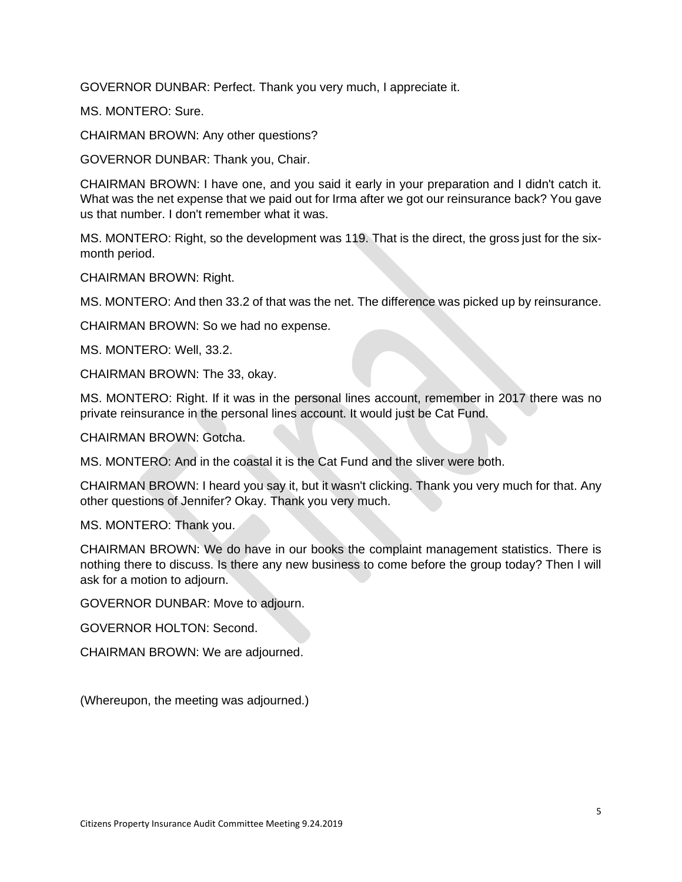GOVERNOR DUNBAR: Perfect. Thank you very much, I appreciate it.

MS. MONTERO: Sure.

CHAIRMAN BROWN: Any other questions?

GOVERNOR DUNBAR: Thank you, Chair.

CHAIRMAN BROWN: I have one, and you said it early in your preparation and I didn't catch it. What was the net expense that we paid out for Irma after we got our reinsurance back? You gave us that number. I don't remember what it was.

MS. MONTERO: Right, so the development was 119. That is the direct, the gross just for the six-month period.

CHAIRMAN BROWN: Right.

MS. MONTERO: And then 33.2 of that was the net. The difference was picked up by reinsurance.

CHAIRMAN BROWN: So we had no expense.

MS. MONTERO: Well, 33.2.

CHAIRMAN BROWN: The 33, okay.

MS. MONTERO: Right. If it was in the personal lines account, remember in 2017 there was no private reinsurance in the personal lines account. It would just be Cat Fund.

CHAIRMAN BROWN: Gotcha.

MS. MONTERO: And in the coastal it is the Cat Fund and the sliver were both.

CHAIRMAN BROWN: I heard you say it, but it wasn't clicking. Thank you very much for that. Any other questions of Jennifer? Okay. Thank you very much.

MS. MONTERO: Thank you.

CHAIRMAN BROWN: We do have in our books the complaint management statistics. There is nothing there to discuss. Is there any new business to come before the group today? Then I will ask for a motion to adjourn.

GOVERNOR DUNBAR: Move to adjourn.

GOVERNOR HOLTON: Second.

CHAIRMAN BROWN: We are adjourned.

(Whereupon, the meeting was adjourned.)